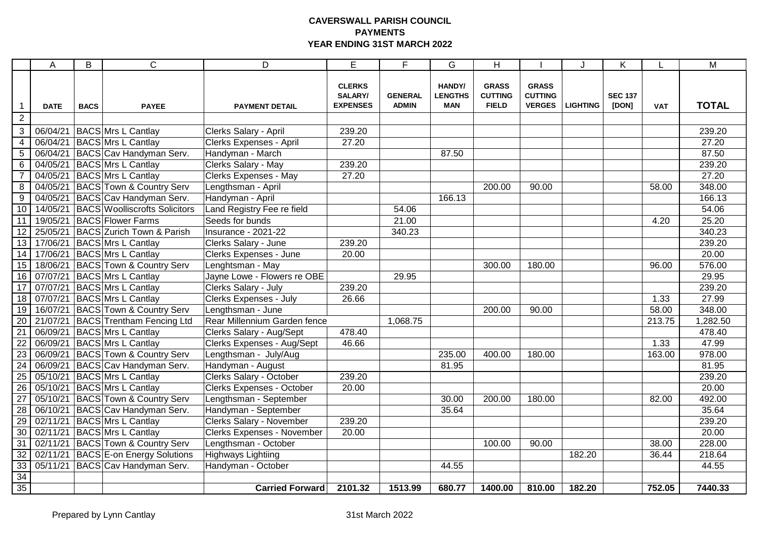# CAVERSWALL PARISH COUNCIL
## PAYMENTS
## YEAR ENDING 31ST MARCH 2022

| | A | B | C | D | E | F | G | H | I | J | K | L | M |
|---|---|---|---|---|---|---|---|---|---|---|---|---|---|
| 1 | DATE | BACS | PAYEE | PAYMENT DETAIL | CLERKS SALARY/ EXPENSES | GENERAL ADMIN | HANDY/ LENGTHS MAN | GRASS CUTTING FIELD | GRASS CUTTING VERGES | LIGHTING | SEC 137 [DON] | VAT | TOTAL |
| 2 | | | | | | | | | | | | | |
| 3 | 06/04/21 | BACS | Mrs L Cantlay | Clerks Salary - April | 239.20 | | | | | | | | 239.20 |
| 4 | 06/04/21 | BACS | Mrs L Cantlay | Clerks Expenses - April | 27.20 | | | | | | | | 27.20 |
| 5 | 06/04/21 | BACS | Cav Handyman Serv. | Handyman - March | | | 87.50 | | | | | | 87.50 |
| 6 | 04/05/21 | BACS | Mrs L Cantlay | Clerks Salary - May | 239.20 | | | | | | | | 239.20 |
| 7 | 04/05/21 | BACS | Mrs L Cantlay | Clerks Expenses - May | 27.20 | | | | | | | | 27.20 |
| 8 | 04/05/21 | BACS | Town & Country Serv | Lengthsman - April | | | | 200.00 | 90.00 | | | 58.00 | 348.00 |
| 9 | 04/05/21 | BACS | Cav Handyman Serv. | Handyman - April | | | 166.13 | | | | | | 166.13 |
| 10 | 14/05/21 | BACS | Woolliscrofts Solicitors | Land Registry Fee re field | | 54.06 | | | | | | | 54.06 |
| 11 | 19/05/21 | BACS | Flower Farms | Seeds for bunds | | 21.00 | | | | | | 4.20 | 25.20 |
| 12 | 25/05/21 | BACS | Zurich Town & Parish | Insurance - 2021-22 | | 340.23 | | | | | | | 340.23 |
| 13 | 17/06/21 | BACS | Mrs L Cantlay | Clerks Salary - June | 239.20 | | | | | | | | 239.20 |
| 14 | 17/06/21 | BACS | Mrs L Cantlay | Clerks Expenses - June | 20.00 | | | | | | | | 20.00 |
| 15 | 18/06/21 | BACS | Town & Country Serv | Lenghtsman - May | | | | 300.00 | 180.00 | | | 96.00 | 576.00 |
| 16 | 07/07/21 | BACS | Mrs L Cantlay | Jayne Lowe - Flowers re OBE | | 29.95 | | | | | | | 29.95 |
| 17 | 07/07/21 | BACS | Mrs L Cantlay | Clerks Salary - July | 239.20 | | | | | | | | 239.20 |
| 18 | 07/07/21 | BACS | Mrs L Cantlay | Clerks Expenses - July | 26.66 | | | | | | | 1.33 | 27.99 |
| 19 | 16/07/21 | BACS | Town & Country Serv | Lengthsman - June | | | | 200.00 | 90.00 | | | 58.00 | 348.00 |
| 20 | 21/07/21 | BACS | Trentham Fencing Ltd | Rear Millennium Garden fence | | 1,068.75 | | | | | | 213.75 | 1,282.50 |
| 21 | 06/09/21 | BACS | Mrs L Cantlay | Clerks Salary - Aug/Sept | 478.40 | | | | | | | | 478.40 |
| 22 | 06/09/21 | BACS | Mrs L Cantlay | Clerks Expenses - Aug/Sept | 46.66 | | | | | | | 1.33 | 47.99 |
| 23 | 06/09/21 | BACS | Town & Country Serv | Lengthsman - July/Aug | | | 235.00 | 400.00 | 180.00 | | | 163.00 | 978.00 |
| 24 | 06/09/21 | BACS | Cav Handyman Serv. | Handyman - August | | | 81.95 | | | | | | 81.95 |
| 25 | 05/10/21 | BACS | Mrs L Cantlay | Clerks Salary - October | 239.20 | | | | | | | | 239.20 |
| 26 | 05/10/21 | BACS | Mrs L Cantlay | Clerks Expenses - October | 20.00 | | | | | | | | 20.00 |
| 27 | 05/10/21 | BACS | Town & Country Serv | Lengthsman - September | | | 30.00 | 200.00 | 180.00 | | | 82.00 | 492.00 |
| 28 | 06/10/21 | BACS | Cav Handyman Serv. | Handyman - September | | | 35.64 | | | | | | 35.64 |
| 29 | 02/11/21 | BACS | Mrs L Cantlay | Clerks Salary - November | 239.20 | | | | | | | | 239.20 |
| 30 | 02/11/21 | BACS | Mrs L Cantlay | Clerks Expenses - November | 20.00 | | | | | | | | 20.00 |
| 31 | 02/11/21 | BACS | Town & Country Serv | Lengthsman - October | | | | 100.00 | 90.00 | | | 38.00 | 228.00 |
| 32 | 02/11/21 | BACS | E-on Energy Solutions | Highways Lightiing | | | | | | 182.20 | | 36.44 | 218.64 |
| 33 | 05/11/21 | BACS | Cav Handyman Serv. | Handyman - October | | | 44.55 | | | | | | 44.55 |
| 34 | | | | | | | | | | | | | |
| 35 | | | | **Carried Forward** | **2101.32** | **1513.99** | **680.77** | **1400.00** | **810.00** | **182.20** | | **752.05** | **7440.33** |

Prepared by Lynn Cantlay

31st March 2022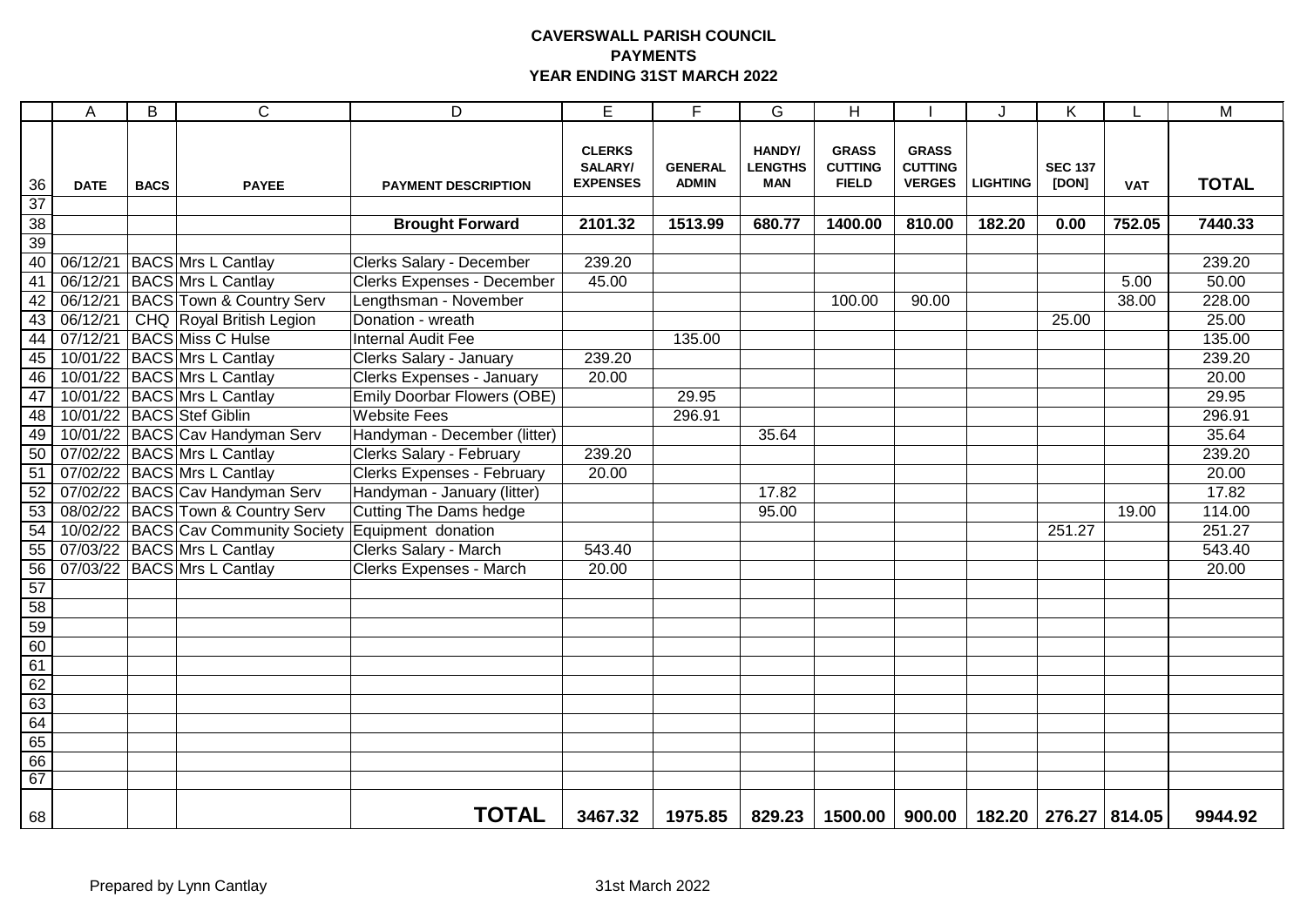**CAVERSWALL PARISH COUNCIL**
**PAYMENTS**
**YEAR ENDING 31ST MARCH 2022**

| | A | B | C | D | E | F | G | H | I | J | K | L | M |
|---|---|---|---|---|---|---|---|---|---|---|---|---|---|
| 36 | **DATE** | **BACS** | **PAYEE** | **PAYMENT DESCRIPTION** | **CLERKS SALARY/ EXPENSES** | **GENERAL ADMIN** | **HANDY/ LENGTHS MAN** | **GRASS CUTTING FIELD** | **GRASS CUTTING VERGES** | **LIGHTING** | **SEC 137 [DON]** | **VAT** | **TOTAL** |
| 37 | | | | | | | | | | | | | |
| 38 | | | | **Brought Forward** | **2101.32** | **1513.99** | **680.77** | **1400.00** | **810.00** | **182.20** | **0.00** | **752.05** | **7440.33** |
| 39 | | | | | | | | | | | | | |
| 40 | 06/12/21 | BACS | Mrs L Cantlay | Clerks Salary - December | 239.20 | | | | | | | | 239.20 |
| 41 | 06/12/21 | BACS | Mrs L Cantlay | Clerks Expenses - December | 45.00 | | | | | | | 5.00 | 50.00 |
| 42 | 06/12/21 | BACS | Town & Country Serv | Lengthsman - November | | | | 100.00 | 90.00 | | | 38.00 | 228.00 |
| 43 | 06/12/21 | CHQ | Royal British Legion | Donation - wreath | | | | | | | 25.00 | | 25.00 |
| 44 | 07/12/21 | BACS | Miss C Hulse | Internal Audit Fee | | 135.00 | | | | | | | 135.00 |
| 45 | 10/01/22 | BACS | Mrs L Cantlay | Clerks Salary - January | 239.20 | | | | | | | | 239.20 |
| 46 | 10/01/22 | BACS | Mrs L Cantlay | Clerks Expenses - January | 20.00 | | | | | | | | 20.00 |
| 47 | 10/01/22 | BACS | Mrs L Cantlay | Emily Doorbar Flowers (OBE) | | 29.95 | | | | | | | 29.95 |
| 48 | 10/01/22 | BACS | Stef Giblin | Website Fees | | 296.91 | | | | | | | 296.91 |
| 49 | 10/01/22 | BACS | Cav Handyman Serv | Handyman - December (litter) | | | 35.64 | | | | | | 35.64 |
| 50 | 07/02/22 | BACS | Mrs L Cantlay | Clerks Salary - February | 239.20 | | | | | | | | 239.20 |
| 51 | 07/02/22 | BACS | Mrs L Cantlay | Clerks Expenses - February | 20.00 | | | | | | | | 20.00 |
| 52 | 07/02/22 | BACS | Cav Handyman Serv | Handyman - January (litter) | | | 17.82 | | | | | | 17.82 |
| 53 | 08/02/22 | BACS | Town & Country Serv | Cutting The Dams hedge | | | 95.00 | | | | | 19.00 | 114.00 |
| 54 | 10/02/22 | BACS | Cav Community Society | Equipment donation | | | | | | | 251.27 | | 251.27 |
| 55 | 07/03/22 | BACS | Mrs L Cantlay | Clerks Salary - March | 543.40 | | | | | | | | 543.40 |
| 56 | 07/03/22 | BACS | Mrs L Cantlay | Clerks Expenses - March | 20.00 | | | | | | | | 20.00 |
| 57 | | | | | | | | | | | | | |
| 58 | | | | | | | | | | | | | |
| 59 | | | | | | | | | | | | | |
| 60 | | | | | | | | | | | | | |
| 61 | | | | | | | | | | | | | |
| 62 | | | | | | | | | | | | | |
| 63 | | | | | | | | | | | | | |
| 64 | | | | | | | | | | | | | |
| 65 | | | | | | | | | | | | | |
| 66 | | | | | | | | | | | | | |
| 67 | | | | | | | | | | | | | |
| 68 | | | | **TOTAL** | **3467.32** | **1975.85** | **829.23** | **1500.00** | **900.00** | **182.20** | **276.27** | **814.05** | **9944.92** |

Prepared by Lynn Cantlay 31st March 2022